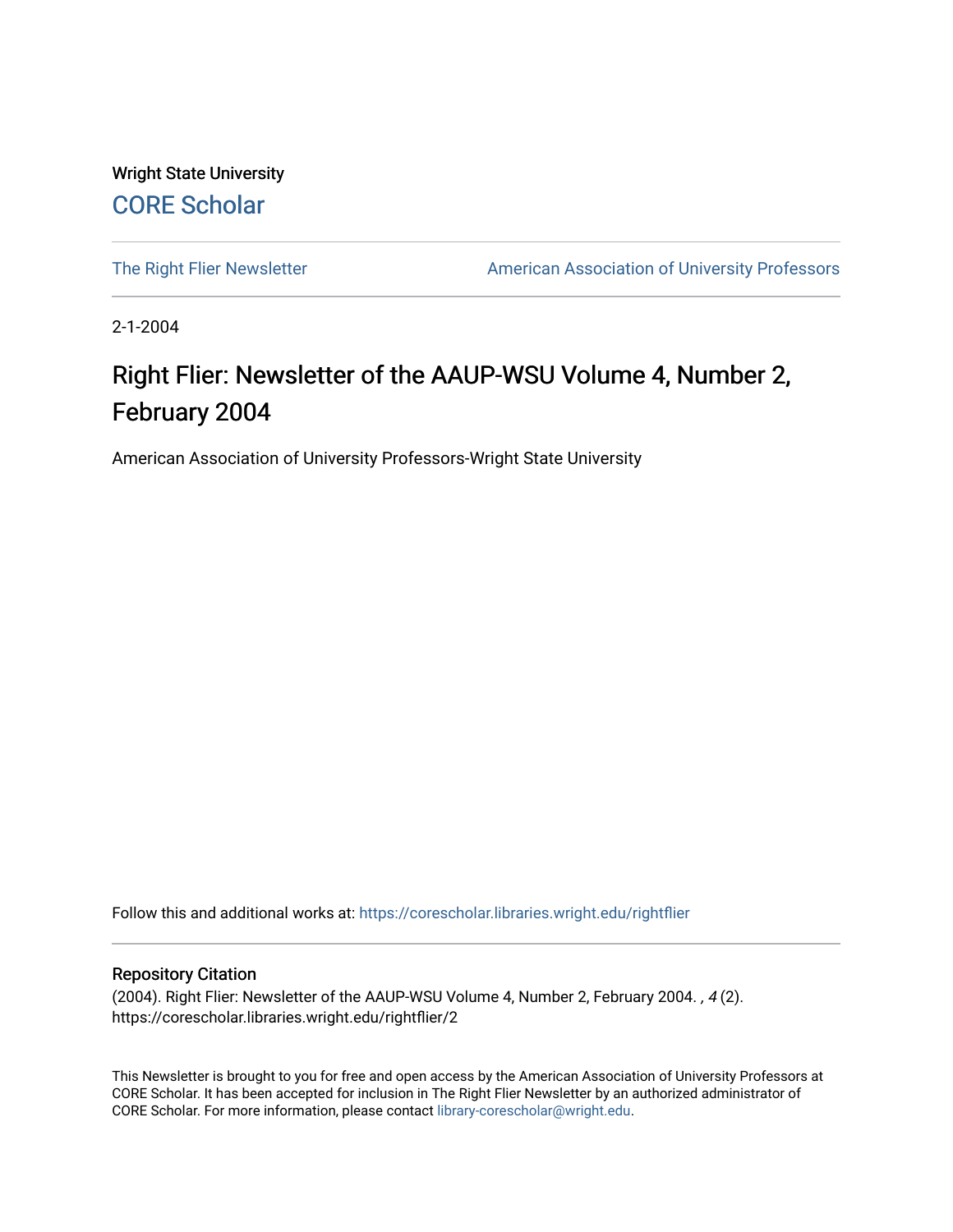Wright State University

CORE Scholar

The Right Flier Newsletter

American Association of University Professors

2-1-2004

# Right Flier: Newsletter of the AAUP-WSU Volume 4, Number 2, February 2004

American Association of University Professors-Wright State University

Follow this and additional works at: https://corescholar.libraries.wright.edu/rightflier

## Repository Citation

(2004). Right Flier: Newsletter of the AAUP-WSU Volume 4, Number 2, February 2004. , *4* (2). https://corescholar.libraries.wright.edu/rightflier/2

This Newsletter is brought to you for free and open access by the American Association of University Professors at CORE Scholar. It has been accepted for inclusion in The Right Flier Newsletter by an authorized administrator of CORE Scholar. For more information, please contact library-corescholar@wright.edu.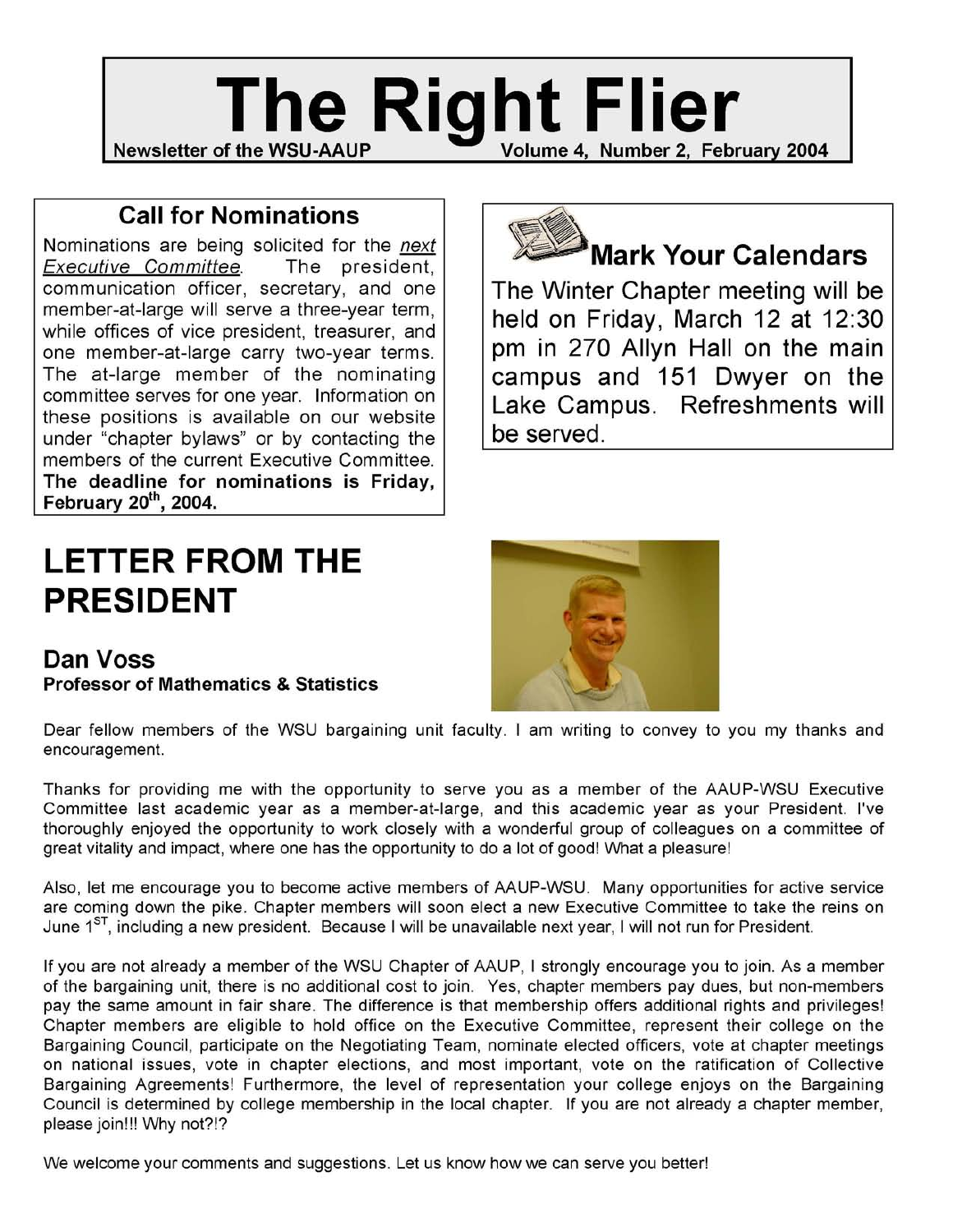# The Right Flier

**Newsletter of the WSU-AAUP** **Volume 4, Number 2, February 2004**

## Call for Nominations

Nominations are being solicited for the *next Executive Committee*. The president, communication officer, secretary, and one member-at-large will serve a three-year term, while offices of vice president, treasurer, and one member-at-large carry two-year terms. The at-large member of the nominating committee serves for one year. Information on these positions is available on our website under "chapter bylaws" or by contacting the members of the current Executive Committee. **The deadline for nominations is Friday, February 20th, 2004.**

## Mark Your Calendars

The Winter Chapter meeting will be held on Friday, March 12 at 12:30 pm in 270 Allyn Hall on the main campus and 151 Dwyer on the Lake Campus. Refreshments will be served.

# LETTER FROM THE PRESIDENT

### Dan Voss

**Professor of Mathematics & Statistics**

Dear fellow members of the WSU bargaining unit faculty. I am writing to convey to you my thanks and encouragement.

Thanks for providing me with the opportunity to serve you as a member of the AAUP-WSU Executive Committee last academic year as a member-at-large, and this academic year as your President. I've thoroughly enjoyed the opportunity to work closely with a wonderful group of colleagues on a committee of great vitality and impact, where one has the opportunity to do a lot of good! What a pleasure!

Also, let me encourage you to become active members of AAUP-WSU. Many opportunities for active service are coming down the pike. Chapter members will soon elect a new Executive Committee to take the reins on June 1ST, including a new president. Because I will be unavailable next year, I will not run for President.

If you are not already a member of the WSU Chapter of AAUP, I strongly encourage you to join. As a member of the bargaining unit, there is no additional cost to join. Yes, chapter members pay dues, but non-members pay the same amount in fair share. The difference is that membership offers additional rights and privileges! Chapter members are eligible to hold office on the Executive Committee, represent their college on the Bargaining Council, participate on the Negotiating Team, nominate elected officers, vote at chapter meetings on national issues, vote in chapter elections, and most important, vote on the ratification of Collective Bargaining Agreements! Furthermore, the level of representation your college enjoys on the Bargaining Council is determined by college membership in the local chapter. If you are not already a chapter member, please join!!! Why not?!?

We welcome your comments and suggestions. Let us know how we can serve you better!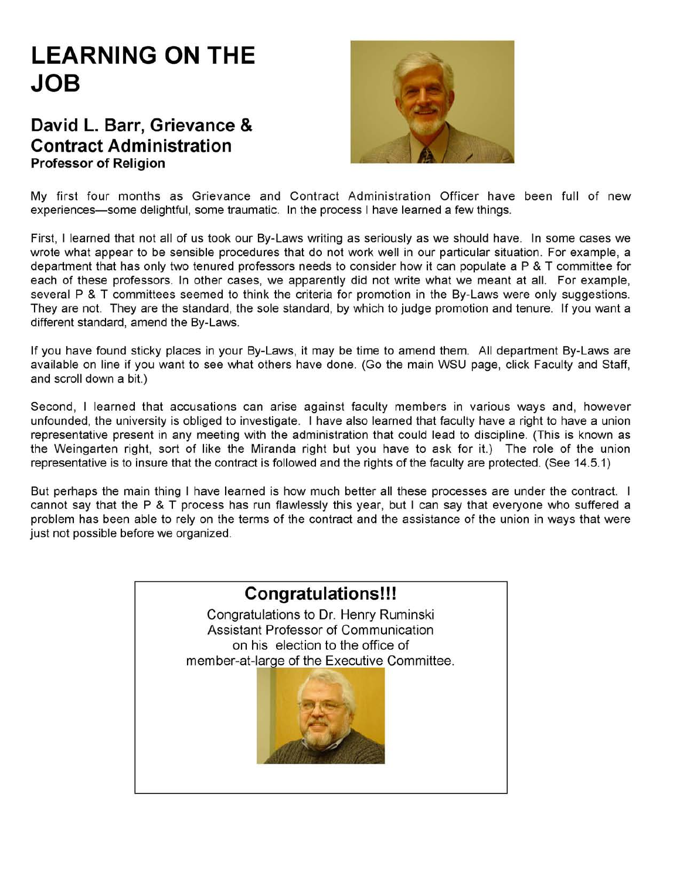# LEARNING ON THE JOB

## David L. Barr, Grievance & Contract Administration

**Professor of Religion**

My first four months as Grievance and Contract Administration Officer have been full of new experiences—some delightful, some traumatic. In the process I have learned a few things.

First, I learned that not all of us took our By-Laws writing as seriously as we should have. In some cases we wrote what appear to be sensible procedures that do not work well in our particular situation. For example, a department that has only two tenured professors needs to consider how it can populate a P & T committee for each of these professors. In other cases, we apparently did not write what we meant at all. For example, several P & T committees seemed to think the criteria for promotion in the By-Laws were only suggestions. They are not. They are the standard, the sole standard, by which to judge promotion and tenure. If you want a different standard, amend the By-Laws.

If you have found sticky places in your By-Laws, it may be time to amend them. All department By-Laws are available on line if you want to see what others have done. (Go the main WSU page, click Faculty and Staff, and scroll down a bit.)

Second, I learned that accusations can arise against faculty members in various ways and, however unfounded, the university is obliged to investigate. I have also learned that faculty have a right to have a union representative present in any meeting with the administration that could lead to discipline. (This is known as the Weingarten right, sort of like the Miranda right but you have to ask for it.) The role of the union representative is to insure that the contract is followed and the rights of the faculty are protected. (See 14.5.1)

But perhaps the main thing I have learned is how much better all these processes are under the contract. I cannot say that the P & T process has run flawlessly this year, but I can say that everyone who suffered a problem has been able to rely on the terms of the contract and the assistance of the union in ways that were just not possible before we organized.

## Congratulations!!!

Congratulations to Dr. Henry Ruminski
Assistant Professor of Communication
on his election to the office of
member-at-large of the Executive Committee.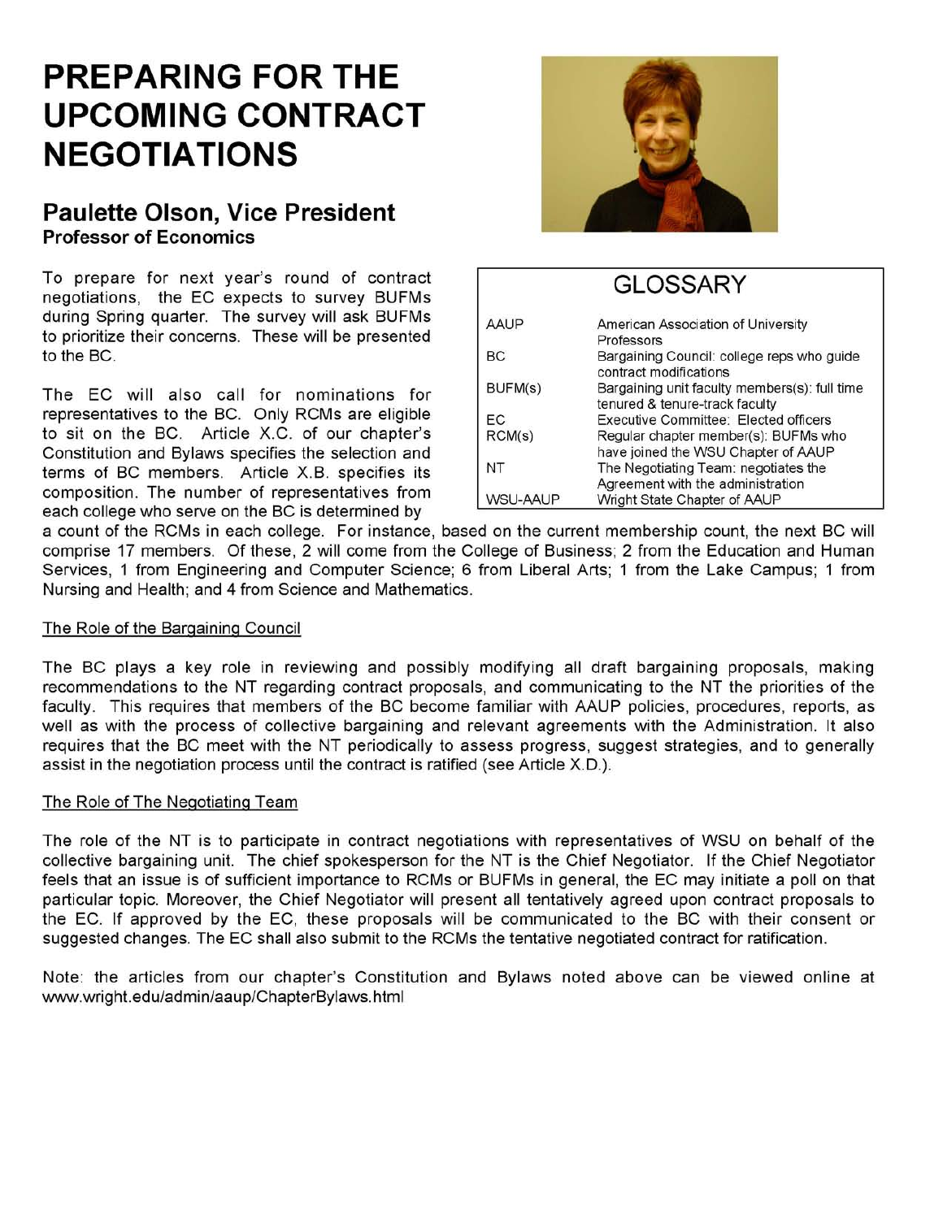# PREPARING FOR THE UPCOMING CONTRACT NEGOTIATIONS

## Paulette Olson, Vice President

**Professor of Economics**

| GLOSSARY | |
|---|---|
| AAUP | American Association of University Professors |
| BC | Bargaining Council: college reps who guide contract modifications |
| BUFM(s) | Bargaining unit faculty members(s): full time tenured & tenure-track faculty |
| EC | Executive Committee: Elected officers |
| RCM(s) | Regular chapter member(s): BUFMs who have joined the WSU Chapter of AAUP |
| NT | The Negotiating Team: negotiates the Agreement with the administration |
| WSU-AAUP | Wright State Chapter of AAUP |

To prepare for next year's round of contract negotiations, the EC expects to survey BUFMs during Spring quarter. The survey will ask BUFMs to prioritize their concerns. These will be presented to the BC.

The EC will also call for nominations for representatives to the BC. Only RCMs are eligible to sit on the BC. Article X.C. of our chapter's Constitution and Bylaws specifies the selection and terms of BC members. Article X.B. specifies its composition. The number of representatives from each college who serve on the BC is determined by a count of the RCMs in each college. For instance, based on the current membership count, the next BC will comprise 17 members. Of these, 2 will come from the College of Business; 2 from the Education and Human Services, 1 from Engineering and Computer Science; 6 from Liberal Arts; 1 from the Lake Campus; 1 from Nursing and Health; and 4 from Science and Mathematics.

The Role of the Bargaining Council

The BC plays a key role in reviewing and possibly modifying all draft bargaining proposals, making recommendations to the NT regarding contract proposals, and communicating to the NT the priorities of the faculty. This requires that members of the BC become familiar with AAUP policies, procedures, reports, as well as with the process of collective bargaining and relevant agreements with the Administration. It also requires that the BC meet with the NT periodically to assess progress, suggest strategies, and to generally assist in the negotiation process until the contract is ratified (see Article X.D.).

The Role of The Negotiating Team

The role of the NT is to participate in contract negotiations with representatives of WSU on behalf of the collective bargaining unit. The chief spokesperson for the NT is the Chief Negotiator. If the Chief Negotiator feels that an issue is of sufficient importance to RCMs or BUFMs in general, the EC may initiate a poll on that particular topic. Moreover, the Chief Negotiator will present all tentatively agreed upon contract proposals to the EC. If approved by the EC, these proposals will be communicated to the BC with their consent or suggested changes. The EC shall also submit to the RCMs the tentative negotiated contract for ratification.

Note: the articles from our chapter's Constitution and Bylaws noted above can be viewed online at www.wright.edu/admin/aaup/ChapterBylaws.html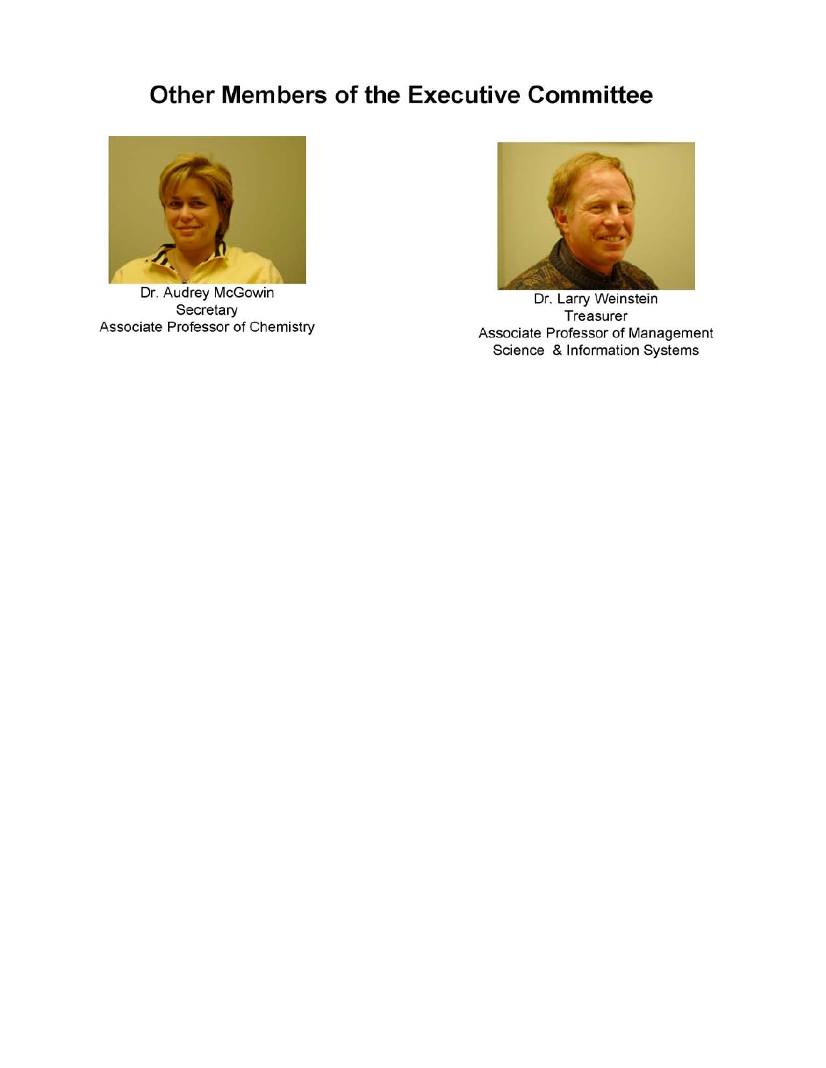# Other Members of the Executive Committee

Dr. Audrey McGowin
Secretary
Associate Professor of Chemistry

Dr. Larry Weinstein
Treasurer
Associate Professor of Management Science & Information Systems